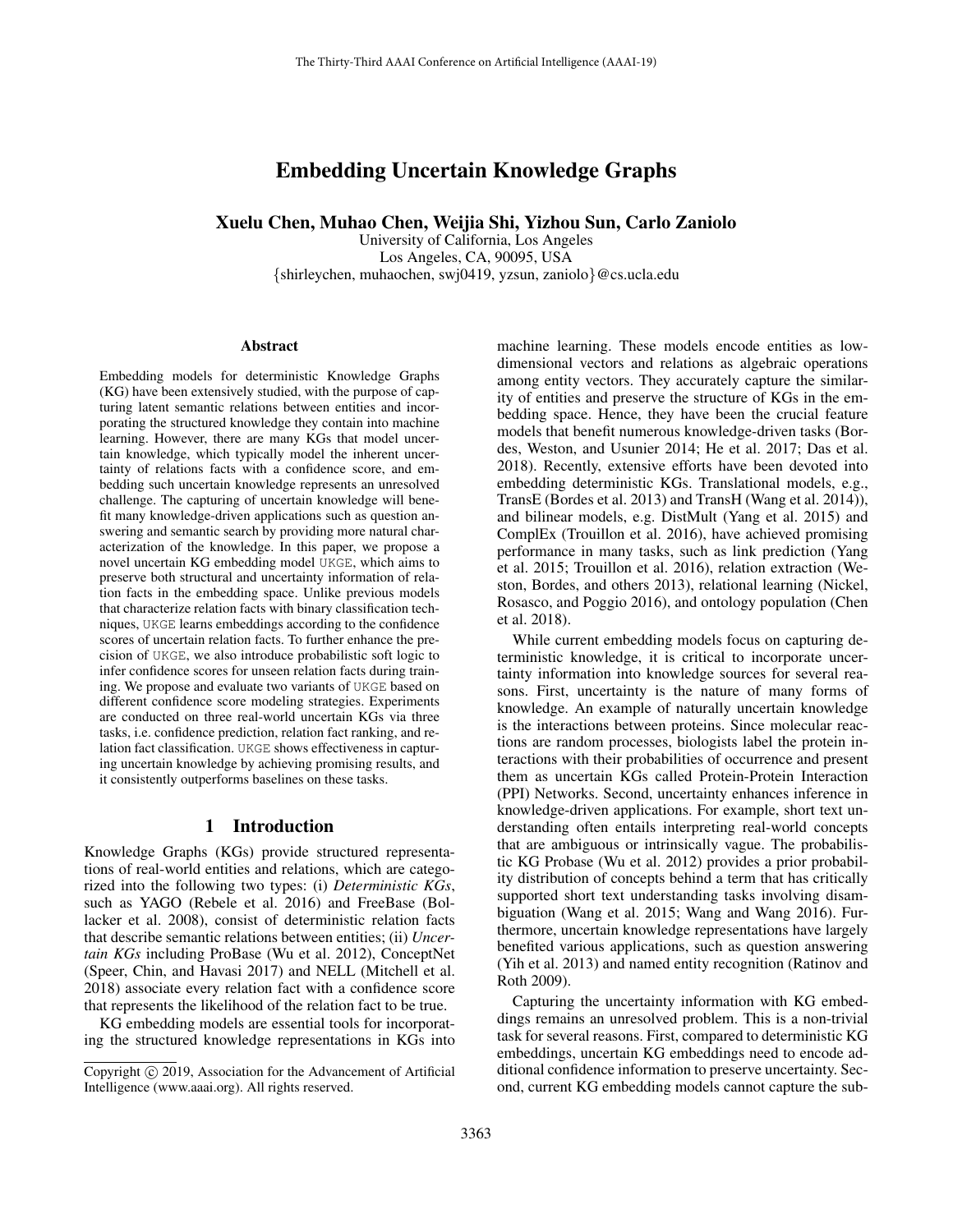# Embedding Uncertain Knowledge Graphs

**Xuelu Chen, Muhao Chen, Weijia Shi, Yizhou Sun, Carlo Zaniolo**

University of California, Los Angeles
Los Angeles, CA, 90095, USA
{shirleychen, muhaochen, swj0419, yzsun, zaniolo}@cs.ucla.edu

### Abstract

Embedding models for deterministic Knowledge Graphs (KG) have been extensively studied, with the purpose of capturing latent semantic relations between entities and incorporating the structured knowledge they contain into machine learning. However, there are many KGs that model uncertain knowledge, which typically model the inherent uncertainty of relations facts with a confidence score, and embedding such uncertain knowledge represents an unresolved challenge. The capturing of uncertain knowledge will benefit many knowledge-driven applications such as question answering and semantic search by providing more natural characterization of the knowledge. In this paper, we propose a novel uncertain KG embedding model UKGE, which aims to preserve both structural and uncertainty information of relation facts in the embedding space. Unlike previous models that characterize relation facts with binary classification techniques, UKGE learns embeddings according to the confidence scores of uncertain relation facts. To further enhance the precision of UKGE, we also introduce probabilistic soft logic to infer confidence scores for unseen relation facts during training. We propose and evaluate two variants of UKGE based on different confidence score modeling strategies. Experiments are conducted on three real-world uncertain KGs via three tasks, i.e. confidence prediction, relation fact ranking, and relation fact classification. UKGE shows effectiveness in capturing uncertain knowledge by achieving promising results, and it consistently outperforms baselines on these tasks.

## 1 Introduction

Knowledge Graphs (KGs) provide structured representations of real-world entities and relations, which are categorized into the following two types: (i) *Deterministic KGs*, such as YAGO (Rebele et al. 2016) and FreeBase (Bollacker et al. 2008), consist of deterministic relation facts that describe semantic relations between entities; (ii) *Uncertain KGs* including ProBase (Wu et al. 2012), ConceptNet (Speer, Chin, and Havasi 2017) and NELL (Mitchell et al. 2018) associate every relation fact with a confidence score that represents the likelihood of the relation fact to be true.

KG embedding models are essential tools for incorporating the structured knowledge representations in KGs into machine learning. These models encode entities as low-dimensional vectors and relations as algebraic operations among entity vectors. They accurately capture the similarity of entities and preserve the structure of KGs in the embedding space. Hence, they have been the crucial feature models that benefit numerous knowledge-driven tasks (Bordes, Weston, and Usunier 2014; He et al. 2017; Das et al. 2018). Recently, extensive efforts have been devoted into embedding deterministic KGs. Translational models, e.g., TransE (Bordes et al. 2013) and TransH (Wang et al. 2014)), and bilinear models, e.g. DistMult (Yang et al. 2015) and ComplEx (Trouillon et al. 2016), have achieved promising performance in many tasks, such as link prediction (Yang et al. 2015; Trouillon et al. 2016), relation extraction (Weston, Bordes, and others 2013), relational learning (Nickel, Rosasco, and Poggio 2016), and ontology population (Chen et al. 2018).

While current embedding models focus on capturing deterministic knowledge, it is critical to incorporate uncertainty information into knowledge sources for several reasons. First, uncertainty is the nature of many forms of knowledge. An example of naturally uncertain knowledge is the interactions between proteins. Since molecular reactions are random processes, biologists label the protein interactions with their probabilities of occurrence and present them as uncertain KGs called Protein-Protein Interaction (PPI) Networks. Second, uncertainty enhances inference in knowledge-driven applications. For example, short text understanding often entails interpreting real-world concepts that are ambiguous or intrinsically vague. The probabilistic KG Probase (Wu et al. 2012) provides a prior probability distribution of concepts behind a term that has critically supported short text understanding tasks involving disambiguation (Wang et al. 2015; Wang and Wang 2016). Furthermore, uncertain knowledge representations have largely benefited various applications, such as question answering (Yih et al. 2013) and named entity recognition (Ratinov and Roth 2009).

Capturing the uncertainty information with KG embeddings remains an unresolved problem. This is a non-trivial task for several reasons. First, compared to deterministic KG embeddings, uncertain KG embeddings need to encode additional confidence information to preserve uncertainty. Second, current KG embedding models cannot capture the sub-

Copyright © 2019, Association for the Advancement of Artificial Intelligence (www.aaai.org). All rights reserved.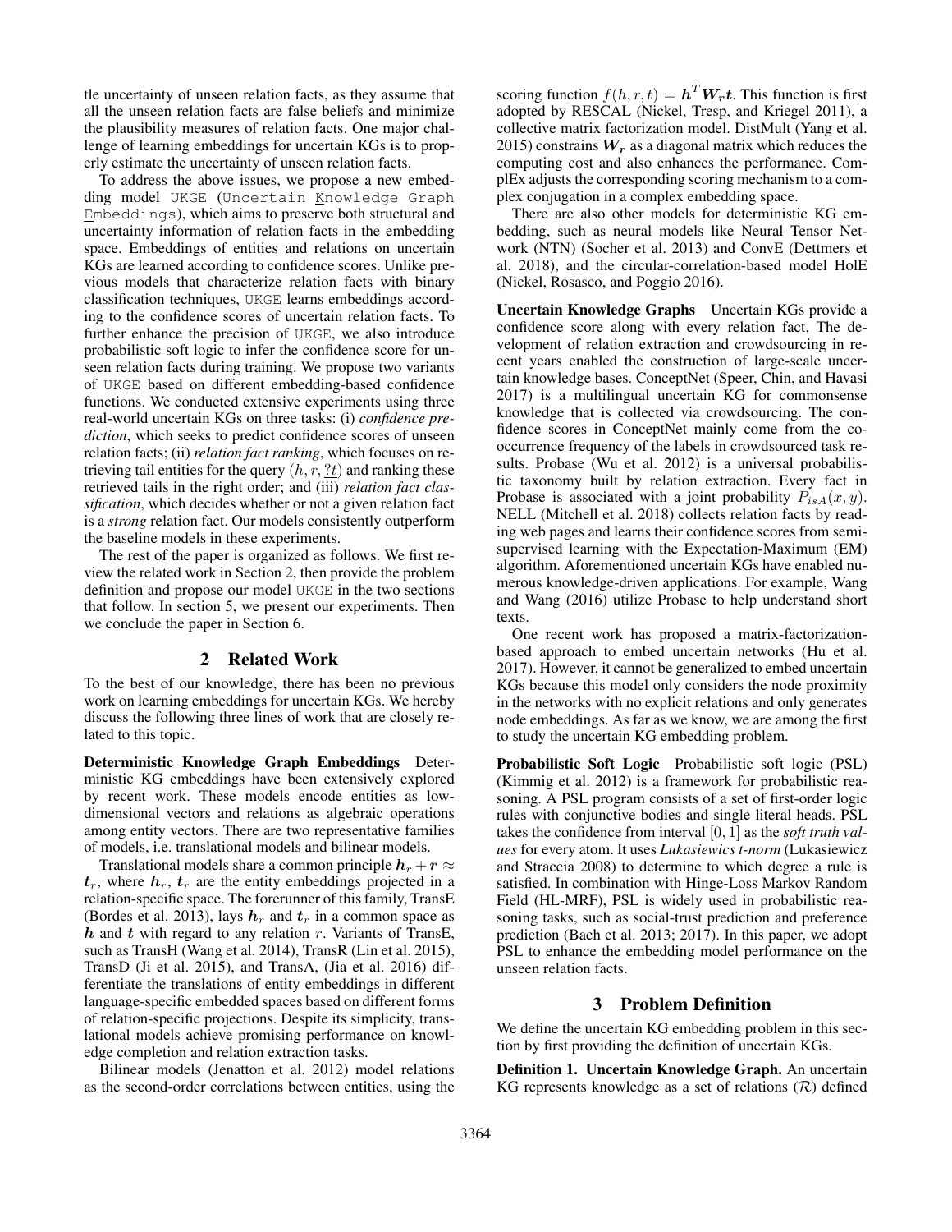tle uncertainty of unseen relation facts, as they assume that all the unseen relation facts are false beliefs and minimize the plausibility measures of relation facts. One major challenge of learning embeddings for uncertain KGs is to properly estimate the uncertainty of unseen relation facts.

To address the above issues, we propose a new embedding model UKGE (Uncertain Knowledge Graph Embeddings), which aims to preserve both structural and uncertainty information of relation facts in the embedding space. Embeddings of entities and relations on uncertain KGs are learned according to confidence scores. Unlike previous models that characterize relation facts with binary classification techniques, UKGE learns embeddings according to the confidence scores of uncertain relation facts. To further enhance the precision of UKGE, we also introduce probabilistic soft logic to infer the confidence score for unseen relation facts during training. We propose two variants of UKGE based on different embedding-based confidence functions. We conducted extensive experiments using three real-world uncertain KGs on three tasks: (i) *confidence prediction*, which seeks to predict confidence scores of unseen relation facts; (ii) *relation fact ranking*, which focuses on retrieving tail entities for the query $(h, r, \underline{?t})$ and ranking these retrieved tails in the right order; and (iii) *relation fact classification*, which decides whether or not a given relation fact is a *strong* relation fact. Our models consistently outperform the baseline models in these experiments.

The rest of the paper is organized as follows. We first review the related work in Section 2, then provide the problem definition and propose our model UKGE in the two sections that follow. In section 5, we present our experiments. Then we conclude the paper in Section 6.

## 2 Related Work

To the best of our knowledge, there has been no previous work on learning embeddings for uncertain KGs. We hereby discuss the following three lines of work that are closely related to this topic.

**Deterministic Knowledge Graph Embeddings** Deterministic KG embeddings have been extensively explored by recent work. These models encode entities as low-dimensional vectors and relations as algebraic operations among entity vectors. There are two representative families of models, i.e. translational models and bilinear models.

Translational models share a common principle $\boldsymbol{h}_r + \boldsymbol{r} \approx \boldsymbol{t}_r$, where $\boldsymbol{h}_r$, $\boldsymbol{t}_r$ are the entity embeddings projected in a relation-specific space. The forerunner of this family, TransE (Bordes et al. 2013), lays $\boldsymbol{h}_r$ and $\boldsymbol{t}_r$ in a common space as $\boldsymbol{h}$ and $\boldsymbol{t}$ with regard to any relation $r$. Variants of TransE, such as TransH (Wang et al. 2014), TransR (Lin et al. 2015), TransD (Ji et al. 2015), and TransA, (Jia et al. 2016) differentiate the translations of entity embeddings in different language-specific embedded spaces based on different forms of relation-specific projections. Despite its simplicity, translational models achieve promising performance on knowledge completion and relation extraction tasks.

Bilinear models (Jenatton et al. 2012) model relations as the second-order correlations between entities, using the scoring function $f(h, r, t) = \boldsymbol{h}^T \boldsymbol{W_r} \boldsymbol{t}$. This function is first adopted by RESCAL (Nickel, Tresp, and Kriegel 2011), a collective matrix factorization model. DistMult (Yang et al. 2015) constrains $\boldsymbol{W_r}$ as a diagonal matrix which reduces the computing cost and also enhances the performance. ComplEx adjusts the corresponding scoring mechanism to a complex conjugation in a complex embedding space.

There are also other models for deterministic KG embedding, such as neural models like Neural Tensor Network (NTN) (Socher et al. 2013) and ConvE (Dettmers et al. 2018), and the circular-correlation-based model HolE (Nickel, Rosasco, and Poggio 2016).

**Uncertain Knowledge Graphs** Uncertain KGs provide a confidence score along with every relation fact. The development of relation extraction and crowdsourcing in recent years enabled the construction of large-scale uncertain knowledge bases. ConceptNet (Speer, Chin, and Havasi 2017) is a multilingual uncertain KG for commonsense knowledge that is collected via crowdsourcing. The confidence scores in ConceptNet mainly come from the co-occurrence frequency of the labels in crowdsourced task results. Probase (Wu et al. 2012) is a universal probabilistic taxonomy built by relation extraction. Every fact in Probase is associated with a joint probability $P_{isA}(x, y)$. NELL (Mitchell et al. 2018) collects relation facts by reading web pages and learns their confidence scores from semi-supervised learning with the Expectation-Maximum (EM) algorithm. Aforementioned uncertain KGs have enabled numerous knowledge-driven applications. For example, Wang and Wang (2016) utilize Probase to help understand short texts.

One recent work has proposed a matrix-factorization-based approach to embed uncertain networks (Hu et al. 2017). However, it cannot be generalized to embed uncertain KGs because this model only considers the node proximity in the networks with no explicit relations and only generates node embeddings. As far as we know, we are among the first to study the uncertain KG embedding problem.

**Probabilistic Soft Logic** Probabilistic soft logic (PSL) (Kimmig et al. 2012) is a framework for probabilistic reasoning. A PSL program consists of a set of first-order logic rules with conjunctive bodies and single literal heads. PSL takes the confidence from interval $[0, 1]$ as the *soft truth values* for every atom. It uses *Lukasiewics t-norm* (Lukasiewicz and Straccia 2008) to determine to which degree a rule is satisfied. In combination with Hinge-Loss Markov Random Field (HL-MRF), PSL is widely used in probabilistic reasoning tasks, such as social-trust prediction and preference prediction (Bach et al. 2013; 2017). In this paper, we adopt PSL to enhance the embedding model performance on the unseen relation facts.

## 3 Problem Definition

We define the uncertain KG embedding problem in this section by first providing the definition of uncertain KGs.

**Definition 1. Uncertain Knowledge Graph.** An uncertain KG represents knowledge as a set of relations ($\mathcal{R}$) defined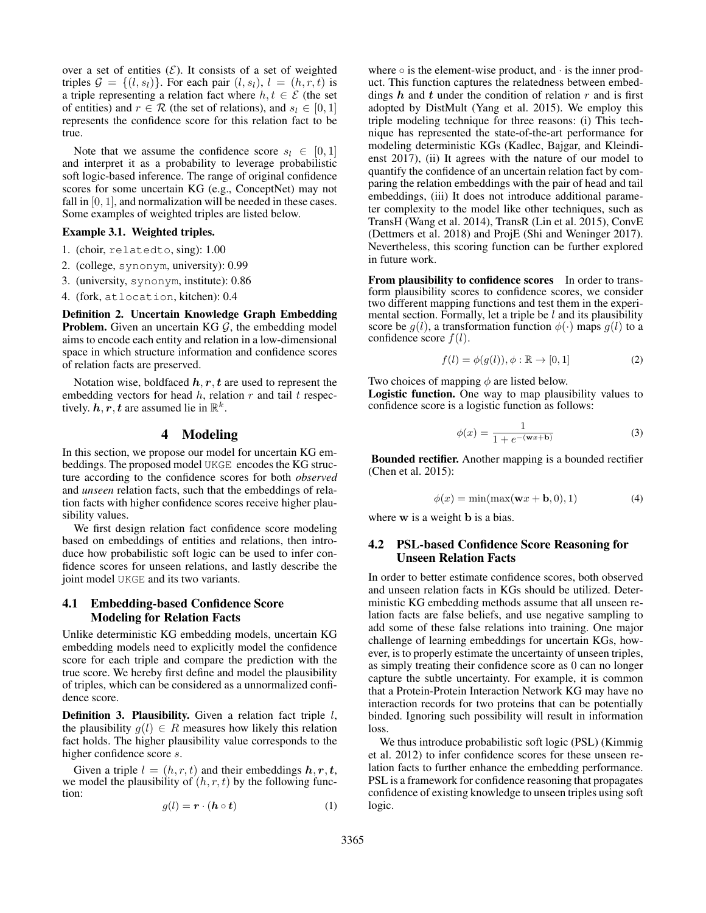over a set of entities ($\mathcal{E}$). It consists of a set of weighted triples $\mathcal{G} = \{(l, s_l)\}$. For each pair $(l, s_l)$, $l = (h, r, t)$ is a triple representing a relation fact where $h, t \in \mathcal{E}$ (the set of entities) and $r \in \mathcal{R}$ (the set of relations), and $s_l \in [0, 1]$ represents the confidence score for this relation fact to be true.

Note that we assume the confidence score $s_l \in [0, 1]$ and interpret it as a probability to leverage probabilistic soft logic-based inference. The range of original confidence scores for some uncertain KG (e.g., ConceptNet) may not fall in $[0, 1]$, and normalization will be needed in these cases. Some examples of weighted triples are listed below.

**Example 3.1. Weighted triples.**

1. (choir, `relatedto`, sing): 1.00
2. (college, `synonym`, university): 0.99
3. (university, `synonym`, institute): 0.86
4. (fork, `atlocation`, kitchen): 0.4

**Definition 2. Uncertain Knowledge Graph Embedding Problem.** Given an uncertain KG $\mathcal{G}$, the embedding model aims to encode each entity and relation in a low-dimensional space in which structure information and confidence scores of relation facts are preserved.

Notation wise, boldfaced $\boldsymbol{h}, \boldsymbol{r}, \boldsymbol{t}$ are used to represent the embedding vectors for head $h$, relation $r$ and tail $t$ respectively. $\boldsymbol{h}, \boldsymbol{r}, \boldsymbol{t}$ are assumed lie in $\mathbb{R}^k$.

# 4 Modeling

In this section, we propose our model for uncertain KG embeddings. The proposed model `UKGE` encodes the KG structure according to the confidence scores for both *observed* and *unseen* relation facts, such that the embeddings of relation facts with higher confidence scores receive higher plausibility values.

We first design relation fact confidence score modeling based on embeddings of entities and relations, then introduce how probabilistic soft logic can be used to infer confidence scores for unseen relations, and lastly describe the joint model `UKGE` and its two variants.

## 4.1 Embedding-based Confidence Score Modeling for Relation Facts

Unlike deterministic KG embedding models, uncertain KG embedding models need to explicitly model the confidence score for each triple and compare the prediction with the true score. We hereby first define and model the plausibility of triples, which can be considered as a unnormalized confidence score.

**Definition 3. Plausibility.** Given a relation fact triple $l$, the plausibility $g(l) \in R$ measures how likely this relation fact holds. The higher plausibility value corresponds to the higher confidence score $s$.

Given a triple $l = (h, r, t)$ and their embeddings $\boldsymbol{h}, \boldsymbol{r}, \boldsymbol{t}$, we model the plausibility of $(h, r, t)$ by the following function:

$$g(l) = \boldsymbol{r} \cdot (\boldsymbol{h} \circ \boldsymbol{t}) \tag{1}$$

where $\circ$ is the element-wise product, and $\cdot$ is the inner product. This function captures the relatedness between embeddings $\boldsymbol{h}$ and $\boldsymbol{t}$ under the condition of relation $r$ and is first adopted by DistMult (Yang et al. 2015). We employ this triple modeling technique for three reasons: (i) This technique has represented the state-of-the-art performance for modeling deterministic KGs (Kadlec, Bajgar, and Kleindienst 2017), (ii) It agrees with the nature of our model to quantify the confidence of an uncertain relation fact by comparing the relation embeddings with the pair of head and tail embeddings, (iii) It does not introduce additional parameter complexity to the model like other techniques, such as TransH (Wang et al. 2014), TransR (Lin et al. 2015), ConvE (Dettmers et al. 2018) and ProjE (Shi and Weninger 2017). Nevertheless, this scoring function can be further explored in future work.

**From plausibility to confidence scores** In order to transform plausibility scores to confidence scores, we consider two different mapping functions and test them in the experimental section. Formally, let a triple be $l$ and its plausibility score be $g(l)$, a transformation function $\phi(\cdot)$ maps $g(l)$ to a confidence score $f(l)$.

$$f(l) = \phi(g(l)), \phi : \mathbb{R} \rightarrow [0, 1] \tag{2}$$

Two choices of mapping $\phi$ are listed below.

**Logistic function.** One way to map plausibility values to confidence score is a logistic function as follows:

$$\phi(x) = \frac{1}{1 + e^{-(\mathbf{w}x + \mathbf{b})}} \tag{3}$$

**Bounded rectifier.** Another mapping is a bounded rectifier (Chen et al. 2015):

$$\phi(x) = \min(\max(\mathbf{w}x + \mathbf{b}, 0), 1) \tag{4}$$

where $\mathbf{w}$ is a weight $\mathbf{b}$ is a bias.

## 4.2 PSL-based Confidence Score Reasoning for Unseen Relation Facts

In order to better estimate confidence scores, both observed and unseen relation facts in KGs should be utilized. Deterministic KG embedding methods assume that all unseen relation facts are false beliefs, and use negative sampling to add some of these false relations into training. One major challenge of learning embeddings for uncertain KGs, however, is to properly estimate the uncertainty of unseen triples, as simply treating their confidence score as 0 can no longer capture the subtle uncertainty. For example, it is common that a Protein-Protein Interaction Network KG may have no interaction records for two proteins that can be potentially binded. Ignoring such possibility will result in information loss.

We thus introduce probabilistic soft logic (PSL) (Kimmig et al. 2012) to infer confidence scores for these unseen relation facts to further enhance the embedding performance. PSL is a framework for confidence reasoning that propagates confidence of existing knowledge to unseen triples using soft logic.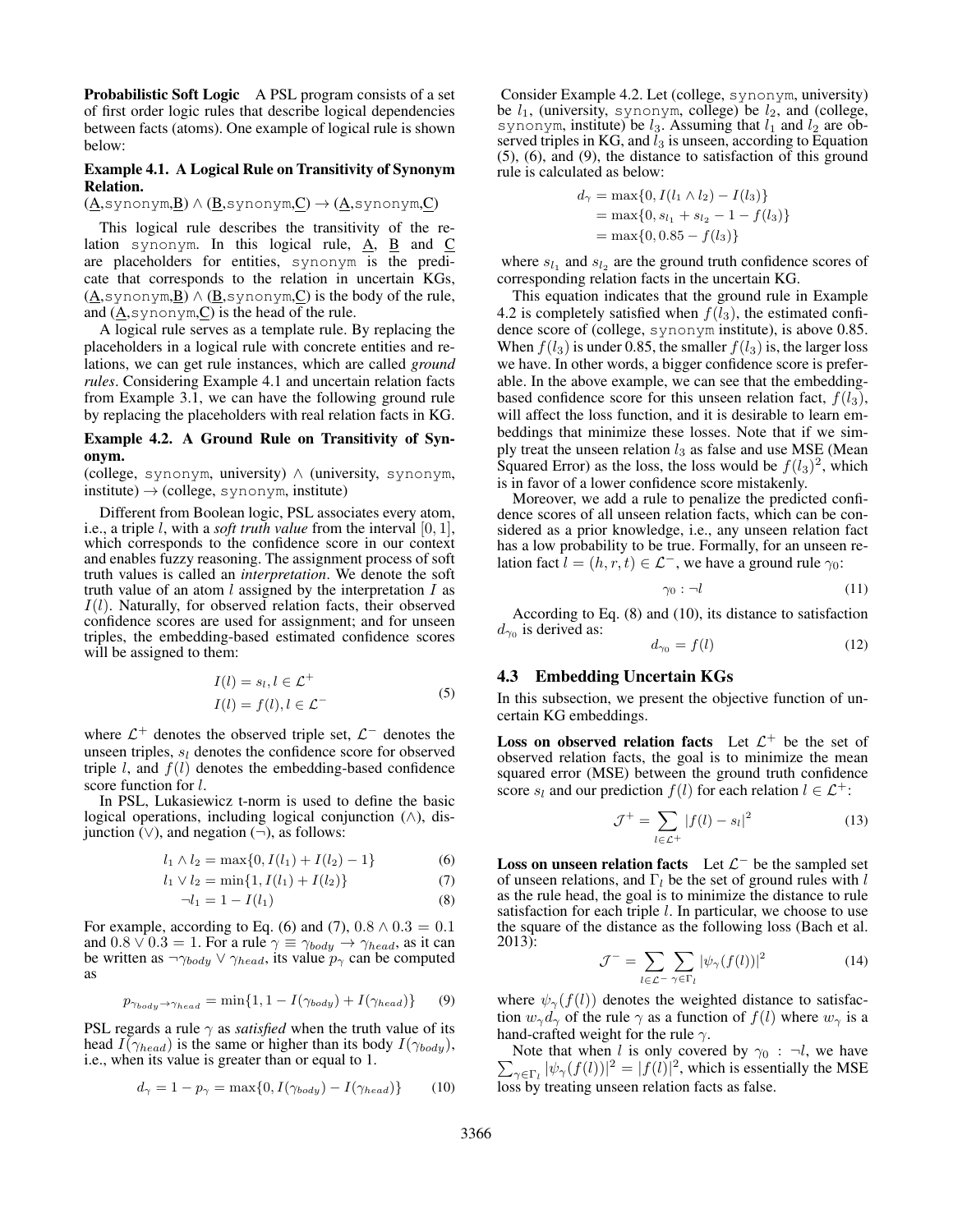**Probabilistic Soft Logic** A PSL program consists of a set of first order logic rules that describe logical dependencies between facts (atoms). One example of logical rule is shown below:

**Example 4.1. A Logical Rule on Transitivity of Synonym Relation.**

(A,synonym,B) ∧ (B,synonym,C) → (A,synonym,C)

This logical rule describes the transitivity of the relation synonym. In this logical rule, A, B and C are placeholders for entities, synonym is the predicate that corresponds to the relation in uncertain KGs, (A,synonym,B) ∧ (B,synonym,C) is the body of the rule, and (A,synonym,C) is the head of the rule.

A logical rule serves as a template rule. By replacing the placeholders in a logical rule with concrete entities and relations, we can get rule instances, which are called *ground rules*. Considering Example 4.1 and uncertain relation facts from Example 3.1, we can have the following ground rule by replacing the placeholders with real relation facts in KG.

**Example 4.2. A Ground Rule on Transitivity of Synonym.**

(college, synonym, university) ∧ (university, synonym, institute) → (college, synonym, institute)

Different from Boolean logic, PSL associates every atom, i.e., a triple $l$, with a *soft truth value* from the interval $[0, 1]$, which corresponds to the confidence score in our context and enables fuzzy reasoning. The assignment process of soft truth values is called an *interpretation*. We denote the soft truth value of an atom $l$ assigned by the interpretation $I$ as $I(l)$. Naturally, for observed relation facts, their observed confidence scores are used for assignment; and for unseen triples, the embedding-based estimated confidence scores will be assigned to them:

$$
\begin{aligned}
I(l) &= s_l, l \in \mathcal{L}^+ \\
I(l) &= f(l), l \in \mathcal{L}^-
\end{aligned}
\tag{5}
$$

where $\mathcal{L}^+$ denotes the observed triple set, $\mathcal{L}^-$ denotes the unseen triples, $s_l$ denotes the confidence score for observed triple $l$, and $f(l)$ denotes the embedding-based confidence score function for $l$.

In PSL, Lukasiewicz t-norm is used to define the basic logical operations, including logical conjunction (∧), disjunction (∨), and negation (¬), as follows:

$$l_1 \wedge l_2 = \max\{0, I(l_1) + I(l_2) - 1\} \tag{6}$$

$$l_1 \vee l_2 = \min\{1, I(l_1) + I(l_2)\} \tag{7}$$

$$\neg l_1 = 1 - I(l_1) \tag{8}$$

For example, according to Eq. (6) and (7), $0.8 \wedge 0.3 = 0.1$ and $0.8 \vee 0.3 = 1$. For a rule $\gamma \equiv \gamma_{body} \rightarrow \gamma_{head}$, as it can be written as $\neg\gamma_{body} \vee \gamma_{head}$, its value $p_\gamma$ can be computed as

$$p_{\gamma_{body} \rightarrow \gamma_{head}} = \min\{1, 1 - I(\gamma_{body}) + I(\gamma_{head})\} \tag{9}$$

PSL regards a rule $\gamma$ as *satisfied* when the truth value of its head $I(\gamma_{head})$ is the same or higher than its body $I(\gamma_{body})$, i.e., when its value is greater than or equal to 1.

$$d_\gamma = 1 - p_\gamma = \max\{0, I(\gamma_{body}) - I(\gamma_{head})\} \tag{10}$$

Consider Example 4.2. Let (college, synonym, university) be $l_1$, (university, synonym, college) be $l_2$, and (college, synonym, institute) be $l_3$. Assuming that $l_1$ and $l_2$ are observed triples in KG, and $l_3$ is unseen, according to Equation (5), (6), and (9), the distance to satisfaction of this ground rule is calculated as below:

$$
\begin{aligned}
d_\gamma &= \max\{0, I(l_1 \wedge l_2) - I(l_3)\} \\
&= \max\{0, s_{l_1} + s_{l_2} - 1 - f(l_3)\} \\
&= \max\{0, 0.85 - f(l_3)\}
\end{aligned}
$$

where $s_{l_1}$ and $s_{l_2}$ are the ground truth confidence scores of corresponding relation facts in the uncertain KG.

This equation indicates that the ground rule in Example 4.2 is completely satisfied when $f(l_3)$, the estimated confidence score of (college, synonym institute), is above 0.85. When $f(l_3)$ is under 0.85, the smaller $f(l_3)$ is, the larger loss we have. In other words, a bigger confidence score is preferable. In the above example, we can see that the embedding-based confidence score for this unseen relation fact, $f(l_3)$, will affect the loss function, and it is desirable to learn embeddings that minimize these losses. Note that if we simply treat the unseen relation $l_3$ as false and use MSE (Mean Squared Error) as the loss, the loss would be $f(l_3)^2$, which is in favor of a lower confidence score mistakenly.

Moreover, we add a rule to penalize the predicted confidence scores of all unseen relation facts, which can be considered as a prior knowledge, i.e., any unseen relation fact has a low probability to be true. Formally, for an unseen relation fact $l = (h, r, t) \in \mathcal{L}^-$, we have a ground rule $\gamma_0$:

$$\gamma_0 : \neg l \tag{11}$$

According to Eq. (8) and (10), its distance to satisfaction $d_{\gamma_0}$ is derived as:

$$d_{\gamma_0} = f(l) \tag{12}$$

## 4.3 Embedding Uncertain KGs

In this subsection, we present the objective function of uncertain KG embeddings.

**Loss on observed relation facts** Let $\mathcal{L}^+$ be the set of observed relation facts, the goal is to minimize the mean squared error (MSE) between the ground truth confidence score $s_l$ and our prediction $f(l)$ for each relation $l \in \mathcal{L}^+$:

$$\mathcal{J}^+ = \sum_{l \in \mathcal{L}^+} |f(l) - s_l|^2 \tag{13}$$

**Loss on unseen relation facts** Let $\mathcal{L}^-$ be the sampled set of unseen relations, and $\Gamma_l$ be the set of ground rules with $l$ as the rule head, the goal is to minimize the distance to rule satisfaction for each triple $l$. In particular, we choose to use the square of the distance as the following loss (Bach et al. 2013):

$$\mathcal{J}^- = \sum_{l \in \mathcal{L}^-} \sum_{\gamma \in \Gamma_l} |\psi_\gamma(f(l))|^2 \tag{14}$$

where $\psi_\gamma(f(l))$ denotes the weighted distance to satisfaction $w_\gamma d_\gamma$ of the rule $\gamma$ as a function of $f(l)$ where $w_\gamma$ is a hand-crafted weight for the rule $\gamma$.

Note that when $l$ is only covered by $\gamma_0 : \neg l$, we have $\sum_{\gamma \in \Gamma_l} |\psi_\gamma(f(l))|^2 = |f(l)|^2$, which is essentially the MSE loss by treating unseen relation facts as false.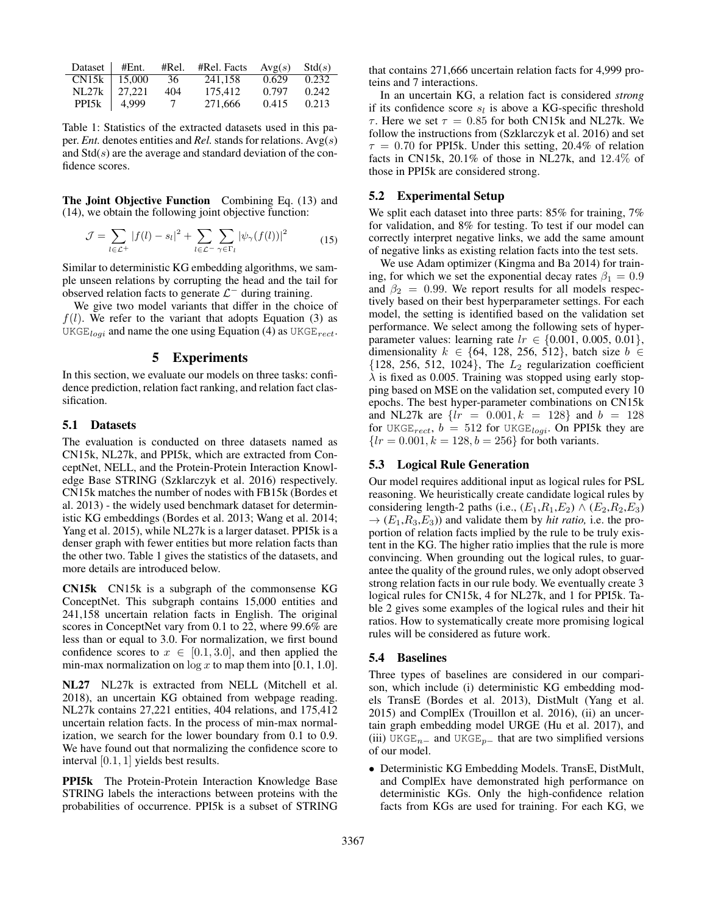| Dataset | #Ent. | #Rel. | #Rel. Facts | Avg($s$) | Std($s$) |
|---|---|---|---|---|---|
| CN15k | 15,000 | 36 | 241,158 | 0.629 | 0.232 |
| NL27k | 27,221 | 404 | 175,412 | 0.797 | 0.242 |
| PPI5k | 4,999 | 7 | 271,666 | 0.415 | 0.213 |

Table 1: Statistics of the extracted datasets used in this paper. *Ent.* denotes entities and *Rel.* stands for relations. Avg($s$) and Std($s$) are the average and standard deviation of the confidence scores.

**The Joint Objective Function** Combining Eq. (13) and (14), we obtain the following joint objective function:

$$\mathcal{J} = \sum_{l \in \mathcal{L}^+} |f(l) - s_l|^2 + \sum_{l \in \mathcal{L}^-} \sum_{\gamma \in \Gamma_l} |\psi_\gamma(f(l))|^2 \tag{15}$$

Similar to deterministic KG embedding algorithms, we sample unseen relations by corrupting the head and the tail for observed relation facts to generate $\mathcal{L}^-$ during training.

We give two model variants that differ in the choice of $f(l)$. We refer to the variant that adopts Equation (3) as $\texttt{UKGE}_{logi}$ and name the one using Equation (4) as $\texttt{UKGE}_{rect}$.

## 5 Experiments

In this section, we evaluate our models on three tasks: confidence prediction, relation fact ranking, and relation fact classification.

### 5.1 Datasets

The evaluation is conducted on three datasets named as CN15k, NL27k, and PPI5k, which are extracted from ConceptNet, NELL, and the Protein-Protein Interaction Knowledge Base STRING (Szklarczyk et al. 2016) respectively. CN15k matches the number of nodes with FB15k (Bordes et al. 2013) - the widely used benchmark dataset for deterministic KG embeddings (Bordes et al. 2013; Wang et al. 2014; Yang et al. 2015), while NL27k is a larger dataset. PPI5k is a denser graph with fewer entities but more relation facts than the other two. Table 1 gives the statistics of the datasets, and more details are introduced below.

**CN15k** CN15k is a subgraph of the commonsense KG ConceptNet. This subgraph contains 15,000 entities and 241,158 uncertain relation facts in English. The original scores in ConceptNet vary from 0.1 to 22, where 99.6% are less than or equal to 3.0. For normalization, we first bound confidence scores to $x \in [0.1, 3.0]$, and then applied the min-max normalization on $\log x$ to map them into [0.1, 1.0].

**NL27** NL27k is extracted from NELL (Mitchell et al. 2018), an uncertain KG obtained from webpage reading. NL27k contains 27,221 entities, 404 relations, and 175,412 uncertain relation facts. In the process of min-max normalization, we search for the lower boundary from 0.1 to 0.9. We have found out that normalizing the confidence score to interval $[0.1, 1]$ yields best results.

**PPI5k** The Protein-Protein Interaction Knowledge Base STRING labels the interactions between proteins with the probabilities of occurrence. PPI5k is a subset of STRING that contains 271,666 uncertain relation facts for 4,999 proteins and 7 interactions.

In an uncertain KG, a relation fact is considered *strong* if its confidence score $s_l$ is above a KG-specific threshold $\tau$. Here we set $\tau = 0.85$ for both CN15k and NL27k. We follow the instructions from (Szklarczyk et al. 2016) and set $\tau = 0.70$ for PPI5k. Under this setting, 20.4% of relation facts in CN15k, 20.1% of those in NL27k, and 12.4% of those in PPI5k are considered strong.

### 5.2 Experimental Setup

We split each dataset into three parts: 85% for training, 7% for validation, and 8% for testing. To test if our model can correctly interpret negative links, we add the same amount of negative links as existing relation facts into the test sets.

We use Adam optimizer (Kingma and Ba 2014) for training, for which we set the exponential decay rates $\beta_1 = 0.9$ and $\beta_2 = 0.99$. We report results for all models respectively based on their best hyperparameter settings. For each model, the setting is identified based on the validation set performance. We select among the following sets of hyperparameter values: learning rate $lr \in \{0.001, 0.005, 0.01\}$, dimensionality $k \in \{64, 128, 256, 512\}$, batch size $b \in \{128, 256, 512, 1024\}$, The $L_2$ regularization coefficient $\lambda$ is fixed as 0.005. Training was stopped using early stopping based on MSE on the validation set, computed every 10 epochs. The best hyper-parameter combinations on CN15k and NL27k are $\{lr = 0.001, k = 128\}$ and $b = 128$ for $\texttt{UKGE}_{rect}$, $b = 512$ for $\texttt{UKGE}_{logi}$. On PPI5k they are $\{lr = 0.001, k = 128, b = 256\}$ for both variants.

### 5.3 Logical Rule Generation

Our model requires additional input as logical rules for PSL reasoning. We heuristically create candidate logical rules by considering length-2 paths (i.e., $(E_1,R_1,E_2) \wedge (E_2,R_2,E_3) \rightarrow (E_1,R_3,E_3)$) and validate them by *hit ratio,* i.e. the proportion of relation facts implied by the rule to be truly existent in the KG. The higher ratio implies that the rule is more convincing. When grounding out the logical rules, to guarantee the quality of the ground rules, we only adopt observed strong relation facts in our rule body. We eventually create 3 logical rules for CN15k, 4 for NL27k, and 1 for PPI5k. Table 2 gives some examples of the logical rules and their hit ratios. How to systematically create more promising logical rules will be considered as future work.

### 5.4 Baselines

Three types of baselines are considered in our comparison, which include (i) deterministic KG embedding models TransE (Bordes et al. 2013), DistMult (Yang et al. 2015) and ComplEx (Trouillon et al. 2016), (ii) an uncertain graph embedding model URGE (Hu et al. 2017), and (iii) $\texttt{UKGE}_{n-}$ and $\texttt{UKGE}_{p-}$ that are two simplified versions of our model.

- Deterministic KG Embedding Models. TransE, DistMult, and ComplEx have demonstrated high performance on deterministic KGs. Only the high-confidence relation facts from KGs are used for training. For each KG, we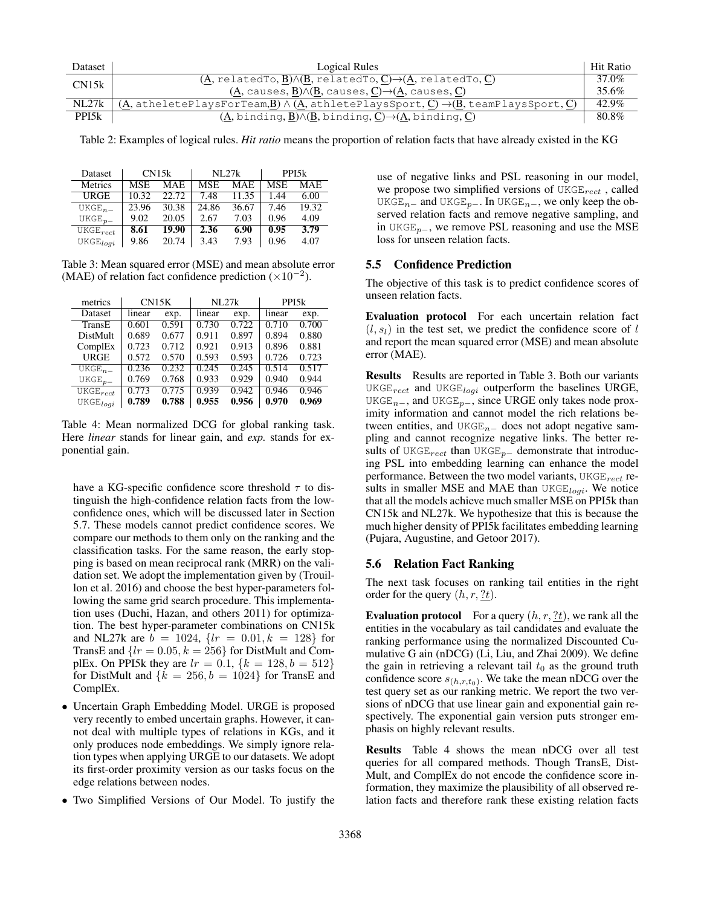| Dataset | Logical Rules | Hit Ratio |
|---|---|---|
| CN15k | (A, relatedTo, B)∧(B, relatedTo, C)→(A, relatedTo, C) | 37.0% |
| | (A, causes, B)∧(B, causes, C)→(A, causes, C) | 35.6% |
| NL27k | (A, atheletePlaysForTeam,B) ∧ (A, athletePlaysSport, C) →(B, teamPlaysSport, C) | 42.9% |
| PPI5k | (A, binding, B)∧(B, binding, C)→(A, binding, C) | 80.8% |

Table 2: Examples of logical rules. *Hit ratio* means the proportion of relation facts that have already existed in the KG

| Dataset | CN15k | | NL27k | | PPI5k | |
|---|---|---|---|---|---|---|
| Metrics | MSE | MAE | MSE | MAE | MSE | MAE |
| URGE | 10.32 | 22.72 | 7.48 | 11.35 | 1.44 | 6.00 |
| $\text{UKGE}_{n-}$ | 23.96 | 30.38 | 24.86 | 36.67 | 7.46 | 19.32 |
| $\text{UKGE}_{p-}$ | 9.02 | 20.05 | 2.67 | 7.03 | 0.96 | 4.09 |
| $\text{UKGE}_{rect}$ | **8.61** | **19.90** | **2.36** | **6.90** | **0.95** | **3.79** |
| $\text{UKGE}_{logi}$ | 9.86 | 20.74 | 3.43 | 7.93 | 0.96 | 4.07 |

Table 3: Mean squared error (MSE) and mean absolute error (MAE) of relation fact confidence prediction ($\times 10^{-2}$).

| metrics | CN15K | | NL27k | | PPI5k | |
|---|---|---|---|---|---|---|
| Dataset | linear | exp. | linear | exp. | linear | exp. |
| TransE | 0.601 | 0.591 | 0.730 | 0.722 | 0.710 | 0.700 |
| DistMult | 0.689 | 0.677 | 0.911 | 0.897 | 0.894 | 0.880 |
| ComplEx | 0.723 | 0.712 | 0.921 | 0.913 | 0.896 | 0.881 |
| URGE | 0.572 | 0.570 | 0.593 | 0.593 | 0.726 | 0.723 |
| $\text{UKGE}_{n-}$ | 0.236 | 0.232 | 0.245 | 0.245 | 0.514 | 0.517 |
| $\text{UKGE}_{p-}$ | 0.769 | 0.768 | 0.933 | 0.929 | 0.940 | 0.944 |
| $\text{UKGE}_{rect}$ | 0.773 | 0.775 | 0.939 | 0.942 | 0.946 | 0.946 |
| $\text{UKGE}_{logi}$ | **0.789** | **0.788** | **0.955** | **0.956** | **0.970** | **0.969** |

Table 4: Mean normalized DCG for global ranking task. Here *linear* stands for linear gain, and *exp.* stands for exponential gain.

have a KG-specific confidence score threshold $\tau$ to distinguish the high-confidence relation facts from the low-confidence ones, which will be discussed later in Section 5.7. These models cannot predict confidence scores. We compare our methods to them only on the ranking and the classification tasks. For the same reason, the early stopping is based on mean reciprocal rank (MRR) on the validation set. We adopt the implementation given by (Trouillon et al. 2016) and choose the best hyper-parameters following the same grid search procedure. This implementation uses (Duchi, Hazan, and others 2011) for optimization. The best hyper-parameter combinations on CN15k and NL27k are $b = 1024$, $\{lr = 0.01, k = 128\}$ for TransE and $\{lr = 0.05, k = 256\}$ for DistMult and ComplEx. On PPI5k they are $lr = 0.1$, $\{k = 128, b = 512\}$ for DistMult and $\{k = 256, b = 1024\}$ for TransE and ComplEx.

- Uncertain Graph Embedding Model. URGE is proposed very recently to embed uncertain graphs. However, it cannot deal with multiple types of relations in KGs, and it only produces node embeddings. We simply ignore relation types when applying URGE to our datasets. We adopt its first-order proximity version as our tasks focus on the edge relations between nodes.
- Two Simplified Versions of Our Model. To justify the use of negative links and PSL reasoning in our model, we propose two simplified versions of $\text{UKGE}_{rect}$, called $\text{UKGE}_{n-}$ and $\text{UKGE}_{p-}$. In $\text{UKGE}_{n-}$, we only keep the observed relation facts and remove negative sampling, and in $\text{UKGE}_{p-}$, we remove PSL reasoning and use the MSE loss for unseen relation facts.

## 5.5 Confidence Prediction

The objective of this task is to predict confidence scores of unseen relation facts.

**Evaluation protocol** For each uncertain relation fact $(l, s_l)$ in the test set, we predict the confidence score of $l$ and report the mean squared error (MSE) and mean absolute error (MAE).

**Results** Results are reported in Table 3. Both our variants $\text{UKGE}_{rect}$ and $\text{UKGE}_{logi}$ outperform the baselines URGE, $\text{UKGE}_{n-}$, and $\text{UKGE}_{p-}$, since URGE only takes node proximity information and cannot model the rich relations between entities, and $\text{UKGE}_{n-}$ does not adopt negative sampling and cannot recognize negative links. The better results of $\text{UKGE}_{rect}$ than $\text{UKGE}_{p-}$ demonstrate that introducing PSL into embedding learning can enhance the model performance. Between the two model variants, $\text{UKGE}_{rect}$ results in smaller MSE and MAE than $\text{UKGE}_{logi}$. We notice that all the models achieve much smaller MSE on PPI5k than CN15k and NL27k. We hypothesize that this is because the much higher density of PPI5k facilitates embedding learning (Pujara, Augustine, and Getoor 2017).

## 5.6 Relation Fact Ranking

The next task focuses on ranking tail entities in the right order for the query $(h, r, \underline{?t})$.

**Evaluation protocol** For a query $(h, r, \underline{?t})$, we rank all the entities in the vocabulary as tail candidates and evaluate the ranking performance using the normalized Discounted Cumulative G ain (nDCG) (Li, Liu, and Zhai 2009). We define the gain in retrieving a relevant tail $t_0$ as the ground truth confidence score $s_{(h,r,t_0)}$. We take the mean nDCG over the test query set as our ranking metric. We report the two versions of nDCG that use linear gain and exponential gain respectively. The exponential gain version puts stronger emphasis on highly relevant results.

**Results** Table 4 shows the mean nDCG over all test queries for all compared methods. Though TransE, DistMult, and ComplEx do not encode the confidence score information, they maximize the plausibility of all observed relation facts and therefore rank these existing relation facts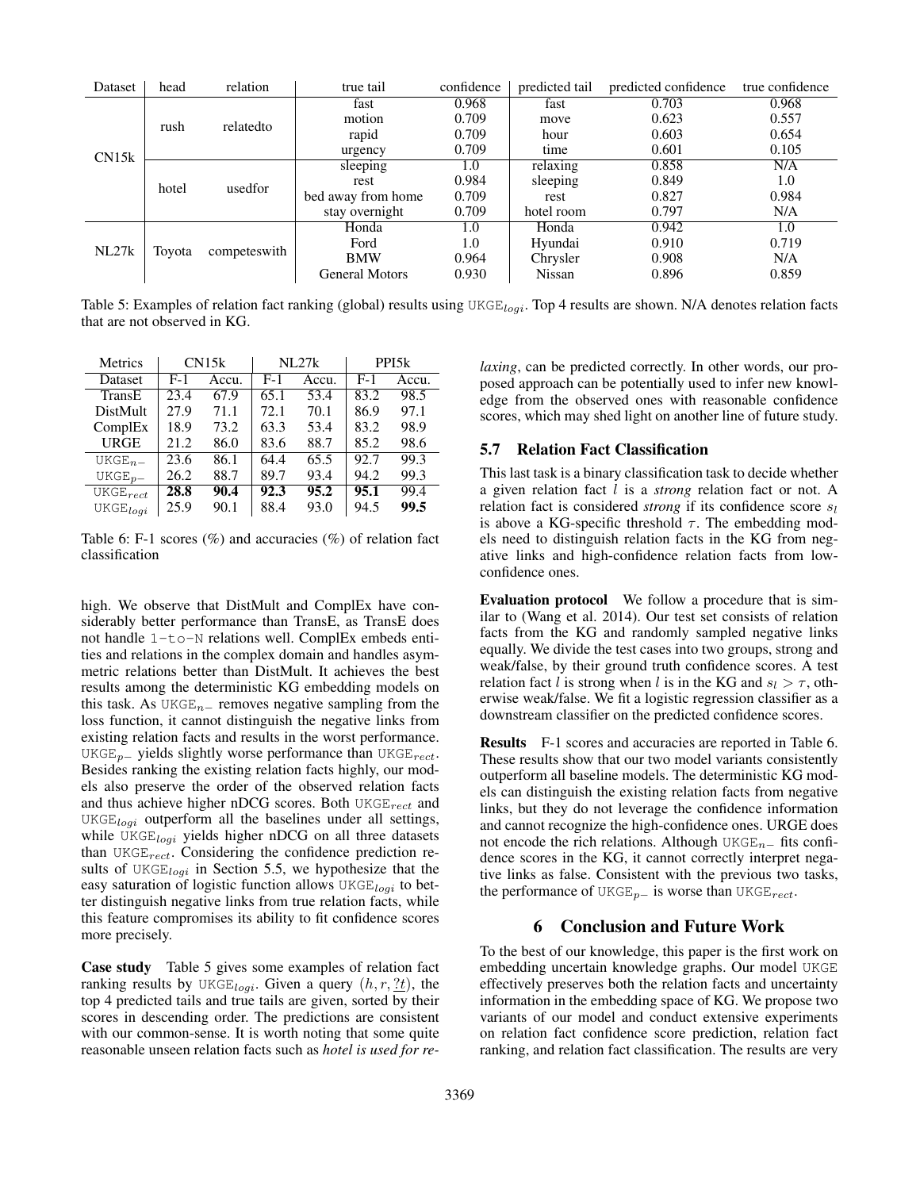| Dataset | head | relation | true tail | confidence | predicted tail | predicted confidence | true confidence |
|---|---|---|---|---|---|---|---|
| CN15k | rush | relatedto | fast | 0.968 | fast | 0.703 | 0.968 |
| | | | motion | 0.709 | move | 0.623 | 0.557 |
| | | | rapid | 0.709 | hour | 0.603 | 0.654 |
| | | | urgency | 0.709 | time | 0.601 | 0.105 |
| | hotel | usedfor | sleeping | 1.0 | relaxing | 0.858 | N/A |
| | | | rest | 0.984 | sleeping | 0.849 | 1.0 |
| | | | bed away from home | 0.709 | rest | 0.827 | 0.984 |
| | | | stay overnight | 0.709 | hotel room | 0.797 | N/A |
| NL27k | Toyota | competeswith | Honda | 1.0 | Honda | 0.942 | 1.0 |
| | | | Ford | 1.0 | Hyundai | 0.910 | 0.719 |
| | | | BMW | 0.964 | Chrysler | 0.908 | N/A |
| | | | General Motors | 0.930 | Nissan | 0.896 | 0.859 |

Table 5: Examples of relation fact ranking (global) results using $\text{UKGE}_{logi}$. Top 4 results are shown. N/A denotes relation facts that are not observed in KG.

| Metrics | CN15k | | NL27k | | PPI5k | |
|---|---|---|---|---|---|---|
| Dataset | F-1 | Accu. | F-1 | Accu. | F-1 | Accu. |
| TransE | 23.4 | 67.9 | 65.1 | 53.4 | 83.2 | 98.5 |
| DistMult | 27.9 | 71.1 | 72.1 | 70.1 | 86.9 | 97.1 |
| ComplEx | 18.9 | 73.2 | 63.3 | 53.4 | 83.2 | 98.9 |
| URGE | 21.2 | 86.0 | 83.6 | 88.7 | 85.2 | 98.6 |
| $\text{UKGE}_{n-}$ | 23.6 | 86.1 | 64.4 | 65.5 | 92.7 | 99.3 |
| $\text{UKGE}_{p-}$ | 26.2 | 88.7 | 89.7 | 93.4 | 94.2 | 99.3 |
| $\text{UKGE}_{rect}$ | **28.8** | **90.4** | **92.3** | **95.2** | **95.1** | 99.4 |
| $\text{UKGE}_{logi}$ | 25.9 | 90.1 | 88.4 | 93.0 | 94.5 | **99.5** |

Table 6: F-1 scores (%) and accuracies (%) of relation fact classification

high. We observe that DistMult and ComplEx have considerably better performance than TransE, as TransE does not handle 1-to-N relations well. ComplEx embeds entities and relations in the complex domain and handles asymmetric relations better than DistMult. It achieves the best results among the deterministic KG embedding models on this task. As $\text{UKGE}_{n-}$ removes negative sampling from the loss function, it cannot distinguish the negative links from existing relation facts and results in the worst performance. $\text{UKGE}_{p-}$ yields slightly worse performance than $\text{UKGE}_{rect}$. Besides ranking the existing relation facts highly, our models also preserve the order of the observed relation facts and thus achieve higher nDCG scores. Both $\text{UKGE}_{rect}$ and $\text{UKGE}_{logi}$ outperform all the baselines under all settings, while $\text{UKGE}_{logi}$ yields higher nDCG on all three datasets than $\text{UKGE}_{rect}$. Considering the confidence prediction results of $\text{UKGE}_{logi}$ in Section 5.5, we hypothesize that the easy saturation of logistic function allows $\text{UKGE}_{logi}$ to better distinguish negative links from true relation facts, while this feature compromises its ability to fit confidence scores more precisely.

**Case study** Table 5 gives some examples of relation fact ranking results by $\text{UKGE}_{logi}$. Given a query $(h, r, \underline{?t})$, the top 4 predicted tails and true tails are given, sorted by their scores in descending order. The predictions are consistent with our common-sense. It is worth noting that some quite reasonable unseen relation facts such as *hotel is used for relaxing*, can be predicted correctly. In other words, our proposed approach can be potentially used to infer new knowledge from the observed ones with reasonable confidence scores, which may shed light on another line of future study.

### 5.7 Relation Fact Classification

This last task is a binary classification task to decide whether a given relation fact $l$ is a *strong* relation fact or not. A relation fact is considered *strong* if its confidence score $s_l$ is above a KG-specific threshold $\tau$. The embedding models need to distinguish relation facts in the KG from negative links and high-confidence relation facts from low-confidence ones.

**Evaluation protocol** We follow a procedure that is similar to (Wang et al. 2014). Our test set consists of relation facts from the KG and randomly sampled negative links equally. We divide the test cases into two groups, strong and weak/false, by their ground truth confidence scores. A test relation fact $l$ is strong when $l$ is in the KG and $s_l > \tau$, otherwise weak/false. We fit a logistic regression classifier as a downstream classifier on the predicted confidence scores.

**Results** F-1 scores and accuracies are reported in Table 6. These results show that our two model variants consistently outperform all baseline models. The deterministic KG models can distinguish the existing relation facts from negative links, but they do not leverage the confidence information and cannot recognize the high-confidence ones. URGE does not encode the rich relations. Although $\text{UKGE}_{n-}$ fits confidence scores in the KG, it cannot correctly interpret negative links as false. Consistent with the previous two tasks, the performance of $\text{UKGE}_{p-}$ is worse than $\text{UKGE}_{rect}$.

## 6 Conclusion and Future Work

To the best of our knowledge, this paper is the first work on embedding uncertain knowledge graphs. Our model UKGE effectively preserves both the relation facts and uncertainty information in the embedding space of KG. We propose two variants of our model and conduct extensive experiments on relation fact confidence score prediction, relation fact ranking, and relation fact classification. The results are very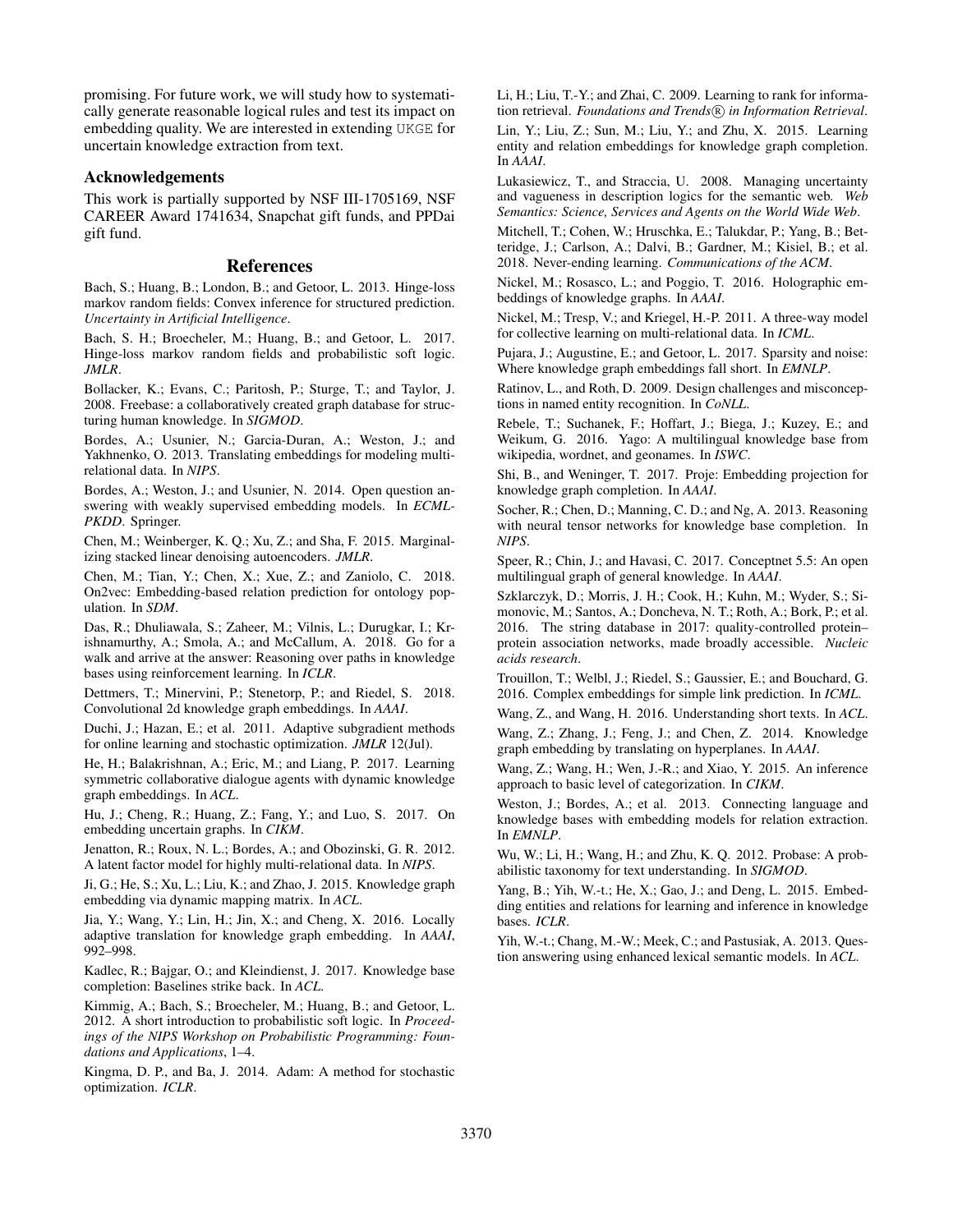promising. For future work, we will study how to systematically generate reasonable logical rules and test its impact on embedding quality. We are interested in extending UKGE for uncertain knowledge extraction from text.

## Acknowledgements

This work is partially supported by NSF III-1705169, NSF CAREER Award 1741634, Snapchat gift funds, and PPDai gift fund.

## References

Bach, S.; Huang, B.; London, B.; and Getoor, L. 2013. Hinge-loss markov random fields: Convex inference for structured prediction. *Uncertainty in Artificial Intelligence*.

Bach, S. H.; Broecheler, M.; Huang, B.; and Getoor, L. 2017. Hinge-loss markov random fields and probabilistic soft logic. *JMLR*.

Bollacker, K.; Evans, C.; Paritosh, P.; Sturge, T.; and Taylor, J. 2008. Freebase: a collaboratively created graph database for structuring human knowledge. In *SIGMOD*.

Bordes, A.; Usunier, N.; Garcia-Duran, A.; Weston, J.; and Yakhnenko, O. 2013. Translating embeddings for modeling multi-relational data. In *NIPS*.

Bordes, A.; Weston, J.; and Usunier, N. 2014. Open question answering with weakly supervised embedding models. In *ECML-PKDD*. Springer.

Chen, M.; Weinberger, K. Q.; Xu, Z.; and Sha, F. 2015. Marginalizing stacked linear denoising autoencoders. *JMLR*.

Chen, M.; Tian, Y.; Chen, X.; Xue, Z.; and Zaniolo, C. 2018. On2vec: Embedding-based relation prediction for ontology population. In *SDM*.

Das, R.; Dhuliawala, S.; Zaheer, M.; Vilnis, L.; Durugkar, I.; Krishnamurthy, A.; Smola, A.; and McCallum, A. 2018. Go for a walk and arrive at the answer: Reasoning over paths in knowledge bases using reinforcement learning. In *ICLR*.

Dettmers, T.; Minervini, P.; Stenetorp, P.; and Riedel, S. 2018. Convolutional 2d knowledge graph embeddings. In *AAAI*.

Duchi, J.; Hazan, E.; et al. 2011. Adaptive subgradient methods for online learning and stochastic optimization. *JMLR* 12(Jul).

He, H.; Balakrishnan, A.; Eric, M.; and Liang, P. 2017. Learning symmetric collaborative dialogue agents with dynamic knowledge graph embeddings. In *ACL*.

Hu, J.; Cheng, R.; Huang, Z.; Fang, Y.; and Luo, S. 2017. On embedding uncertain graphs. In *CIKM*.

Jenatton, R.; Roux, N. L.; Bordes, A.; and Obozinski, G. R. 2012. A latent factor model for highly multi-relational data. In *NIPS*.

Ji, G.; He, S.; Xu, L.; Liu, K.; and Zhao, J. 2015. Knowledge graph embedding via dynamic mapping matrix. In *ACL*.

Jia, Y.; Wang, Y.; Lin, H.; Jin, X.; and Cheng, X. 2016. Locally adaptive translation for knowledge graph embedding. In *AAAI*, 992–998.

Kadlec, R.; Bajgar, O.; and Kleindienst, J. 2017. Knowledge base completion: Baselines strike back. In *ACL*.

Kimmig, A.; Bach, S.; Broecheler, M.; Huang, B.; and Getoor, L. 2012. A short introduction to probabilistic soft logic. In *Proceedings of the NIPS Workshop on Probabilistic Programming: Foundations and Applications*, 1–4.

Kingma, D. P., and Ba, J. 2014. Adam: A method for stochastic optimization. *ICLR*.

Li, H.; Liu, T.-Y.; and Zhai, C. 2009. Learning to rank for information retrieval. *Foundations and Trends® in Information Retrieval*.

Lin, Y.; Liu, Z.; Sun, M.; Liu, Y.; and Zhu, X. 2015. Learning entity and relation embeddings for knowledge graph completion. In *AAAI*.

Lukasiewicz, T., and Straccia, U. 2008. Managing uncertainty and vagueness in description logics for the semantic web. *Web Semantics: Science, Services and Agents on the World Wide Web*.

Mitchell, T.; Cohen, W.; Hruschka, E.; Talukdar, P.; Yang, B.; Betteridge, J.; Carlson, A.; Dalvi, B.; Gardner, M.; Kisiel, B.; et al. 2018. Never-ending learning. *Communications of the ACM*.

Nickel, M.; Rosasco, L.; and Poggio, T. 2016. Holographic embeddings of knowledge graphs. In *AAAI*.

Nickel, M.; Tresp, V.; and Kriegel, H.-P. 2011. A three-way model for collective learning on multi-relational data. In *ICML*.

Pujara, J.; Augustine, E.; and Getoor, L. 2017. Sparsity and noise: Where knowledge graph embeddings fall short. In *EMNLP*.

Ratinov, L., and Roth, D. 2009. Design challenges and misconceptions in named entity recognition. In *CoNLL*.

Rebele, T.; Suchanek, F.; Hoffart, J.; Biega, J.; Kuzey, E.; and Weikum, G. 2016. Yago: A multilingual knowledge base from wikipedia, wordnet, and geonames. In *ISWC*.

Shi, B., and Weninger, T. 2017. Proje: Embedding projection for knowledge graph completion. In *AAAI*.

Socher, R.; Chen, D.; Manning, C. D.; and Ng, A. 2013. Reasoning with neural tensor networks for knowledge base completion. In *NIPS*.

Speer, R.; Chin, J.; and Havasi, C. 2017. Conceptnet 5.5: An open multilingual graph of general knowledge. In *AAAI*.

Szklarczyk, D.; Morris, J. H.; Cook, H.; Kuhn, M.; Wyder, S.; Simonovic, M.; Santos, A.; Doncheva, N. T.; Roth, A.; Bork, P.; et al. 2016. The string database in 2017: quality-controlled protein–protein association networks, made broadly accessible. *Nucleic acids research*.

Trouillon, T.; Welbl, J.; Riedel, S.; Gaussier, E.; and Bouchard, G. 2016. Complex embeddings for simple link prediction. In *ICML*.

Wang, Z., and Wang, H. 2016. Understanding short texts. In *ACL*.

Wang, Z.; Zhang, J.; Feng, J.; and Chen, Z. 2014. Knowledge graph embedding by translating on hyperplanes. In *AAAI*.

Wang, Z.; Wang, H.; Wen, J.-R.; and Xiao, Y. 2015. An inference approach to basic level of categorization. In *CIKM*.

Weston, J.; Bordes, A.; et al. 2013. Connecting language and knowledge bases with embedding models for relation extraction. In *EMNLP*.

Wu, W.; Li, H.; Wang, H.; and Zhu, K. Q. 2012. Probase: A probabilistic taxonomy for text understanding. In *SIGMOD*.

Yang, B.; Yih, W.-t.; He, X.; Gao, J.; and Deng, L. 2015. Embedding entities and relations for learning and inference in knowledge bases. *ICLR*.

Yih, W.-t.; Chang, M.-W.; Meek, C.; and Pastusiak, A. 2013. Question answering using enhanced lexical semantic models. In *ACL*.